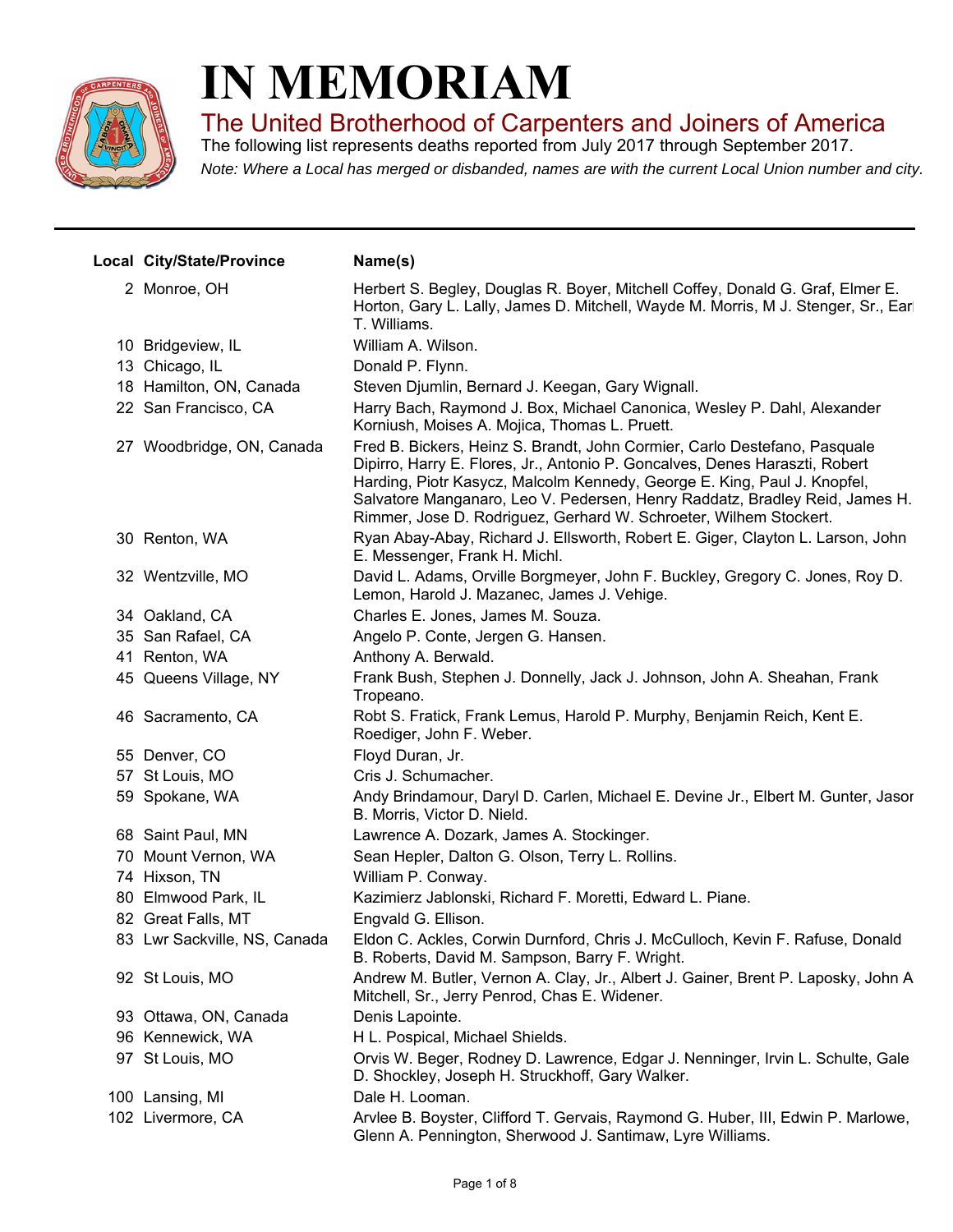# IN MEMORIAM

## The United Brotherhood of Carpenters and Joiners of America

The following list represents deaths reported from July 2017 through September 2017.

*Note: Where a Local has merged or disbanded, names are with the current Local Union number and city.*

| Local | City/State/Province | Name(s) |
|---|---|---|
| 2 | Monroe, OH | Herbert S. Begley, Douglas R. Boyer, Mitchell Coffey, Donald G. Graf, Elmer E. Horton, Gary L. Lally, James D. Mitchell, Wayde M. Morris, M J. Stenger, Sr., Earl T. Williams. |
| 10 | Bridgeview, IL | William A. Wilson. |
| 13 | Chicago, IL | Donald P. Flynn. |
| 18 | Hamilton, ON, Canada | Steven Djumlin, Bernard J. Keegan, Gary Wignall. |
| 22 | San Francisco, CA | Harry Bach, Raymond J. Box, Michael Canonica, Wesley P. Dahl, Alexander Korniush, Moises A. Mojica, Thomas L. Pruett. |
| 27 | Woodbridge, ON, Canada | Fred B. Bickers, Heinz S. Brandt, John Cormier, Carlo Destefano, Pasquale Dipirro, Harry E. Flores, Jr., Antonio P. Goncalves, Denes Haraszti, Robert Harding, Piotr Kasycz, Malcolm Kennedy, George E. King, Paul J. Knopfel, Salvatore Manganaro, Leo V. Pedersen, Henry Raddatz, Bradley Reid, James H. Rimmer, Jose D. Rodriguez, Gerhard W. Schroeter, Wilhem Stockert. |
| 30 | Renton, WA | Ryan Abay-Abay, Richard J. Ellsworth, Robert E. Giger, Clayton L. Larson, John E. Messenger, Frank H. Michl. |
| 32 | Wentzville, MO | David L. Adams, Orville Borgmeyer, John F. Buckley, Gregory C. Jones, Roy D. Lemon, Harold J. Mazanec, James J. Vehige. |
| 34 | Oakland, CA | Charles E. Jones, James M. Souza. |
| 35 | San Rafael, CA | Angelo P. Conte, Jergen G. Hansen. |
| 41 | Renton, WA | Anthony A. Berwald. |
| 45 | Queens Village, NY | Frank Bush, Stephen J. Donnelly, Jack J. Johnson, John A. Sheahan, Frank Tropeano. |
| 46 | Sacramento, CA | Robt S. Fratick, Frank Lemus, Harold P. Murphy, Benjamin Reich, Kent E. Roediger, John F. Weber. |
| 55 | Denver, CO | Floyd Duran, Jr. |
| 57 | St Louis, MO | Cris J. Schumacher. |
| 59 | Spokane, WA | Andy Brindamour, Daryl D. Carlen, Michael E. Devine Jr., Elbert M. Gunter, Jason B. Morris, Victor D. Nield. |
| 68 | Saint Paul, MN | Lawrence A. Dozark, James A. Stockinger. |
| 70 | Mount Vernon, WA | Sean Hepler, Dalton G. Olson, Terry L. Rollins. |
| 74 | Hixson, TN | William P. Conway. |
| 80 | Elmwood Park, IL | Kazimierz Jablonski, Richard F. Moretti, Edward L. Piane. |
| 82 | Great Falls, MT | Engvald G. Ellison. |
| 83 | Lwr Sackville, NS, Canada | Eldon C. Ackles, Corwin Durnford, Chris J. McCulloch, Kevin F. Rafuse, Donald B. Roberts, David M. Sampson, Barry F. Wright. |
| 92 | St Louis, MO | Andrew M. Butler, Vernon A. Clay, Jr., Albert J. Gainer, Brent P. Laposky, John A Mitchell, Sr., Jerry Penrod, Chas E. Widener. |
| 93 | Ottawa, ON, Canada | Denis Lapointe. |
| 96 | Kennewick, WA | H L. Pospical, Michael Shields. |
| 97 | St Louis, MO | Orvis W. Beger, Rodney D. Lawrence, Edgar J. Nenninger, Irvin L. Schulte, Gale D. Shockley, Joseph H. Struckhoff, Gary Walker. |
| 100 | Lansing, MI | Dale H. Looman. |
| 102 | Livermore, CA | Arvlee B. Boyster, Clifford T. Gervais, Raymond G. Huber, III, Edwin P. Marlowe, Glenn A. Pennington, Sherwood J. Santimaw, Lyre Williams. |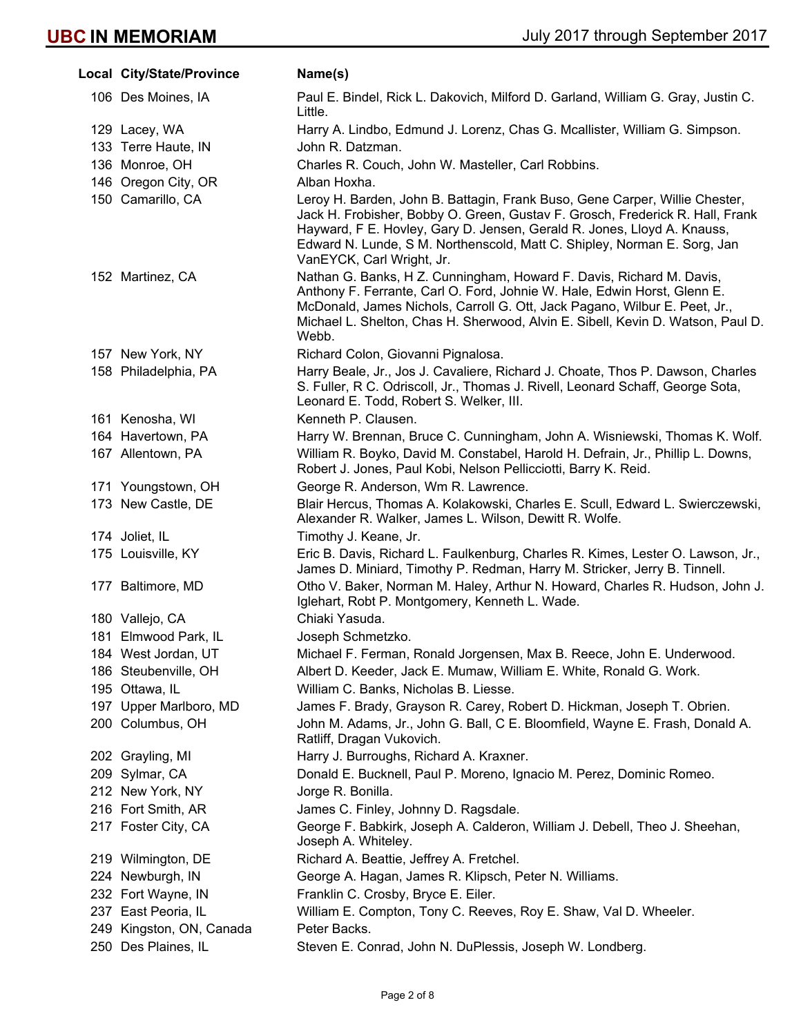| Local | City/State/Province | Name(s) |
|---|---|---|
| 106 | Des Moines, IA | Paul E. Bindel, Rick L. Dakovich, Milford D. Garland, William G. Gray, Justin C. Little. |
| 129 | Lacey, WA | Harry A. Lindbo, Edmund J. Lorenz, Chas G. Mcallister, William G. Simpson. |
| 133 | Terre Haute, IN | John R. Datzman. |
| 136 | Monroe, OH | Charles R. Couch, John W. Masteller, Carl Robbins. |
| 146 | Oregon City, OR | Alban Hoxha. |
| 150 | Camarillo, CA | Leroy H. Barden, John B. Battagin, Frank Buso, Gene Carper, Willie Chester, Jack H. Frobisher, Bobby O. Green, Gustav F. Grosch, Frederick R. Hall, Frank Hayward, F E. Hovley, Gary D. Jensen, Gerald R. Jones, Lloyd A. Knauss, Edward N. Lunde, S M. Northenscold, Matt C. Shipley, Norman E. Sorg, Jan VanEYCK, Carl Wright, Jr. |
| 152 | Martinez, CA | Nathan G. Banks, H Z. Cunningham, Howard F. Davis, Richard M. Davis, Anthony F. Ferrante, Carl O. Ford, Johnie W. Hale, Edwin Horst, Glenn E. McDonald, James Nichols, Carroll G. Ott, Jack Pagano, Wilbur E. Peet, Jr., Michael L. Shelton, Chas H. Sherwood, Alvin E. Sibell, Kevin D. Watson, Paul D. Webb. |
| 157 | New York, NY | Richard Colon, Giovanni Pignalosa. |
| 158 | Philadelphia, PA | Harry Beale, Jr., Jos J. Cavaliere, Richard J. Choate, Thos P. Dawson, Charles S. Fuller, R C. Odriscoll, Jr., Thomas J. Rivell, Leonard Schaff, George Sota, Leonard E. Todd, Robert S. Welker, III. |
| 161 | Kenosha, WI | Kenneth P. Clausen. |
| 164 | Havertown, PA | Harry W. Brennan, Bruce C. Cunningham, John A. Wisniewski, Thomas K. Wolf. |
| 167 | Allentown, PA | William R. Boyko, David M. Constabel, Harold H. Defrain, Jr., Phillip L. Downs, Robert J. Jones, Paul Kobi, Nelson Pellicciotti, Barry K. Reid. |
| 171 | Youngstown, OH | George R. Anderson, Wm R. Lawrence. |
| 173 | New Castle, DE | Blair Hercus, Thomas A. Kolakowski, Charles E. Scull, Edward L. Swierczewski, Alexander R. Walker, James L. Wilson, Dewitt R. Wolfe. |
| 174 | Joliet, IL | Timothy J. Keane, Jr. |
| 175 | Louisville, KY | Eric B. Davis, Richard L. Faulkenburg, Charles R. Kimes, Lester O. Lawson, Jr., James D. Miniard, Timothy P. Redman, Harry M. Stricker, Jerry B. Tinnell. |
| 177 | Baltimore, MD | Otho V. Baker, Norman M. Haley, Arthur N. Howard, Charles R. Hudson, John J. Iglehart, Robt P. Montgomery, Kenneth L. Wade. |
| 180 | Vallejo, CA | Chiaki Yasuda. |
| 181 | Elmwood Park, IL | Joseph Schmetzko. |
| 184 | West Jordan, UT | Michael F. Ferman, Ronald Jorgensen, Max B. Reece, John E. Underwood. |
| 186 | Steubenville, OH | Albert D. Keeder, Jack E. Mumaw, William E. White, Ronald G. Work. |
| 195 | Ottawa, IL | William C. Banks, Nicholas B. Liesse. |
| 197 | Upper Marlboro, MD | James F. Brady, Grayson R. Carey, Robert D. Hickman, Joseph T. Obrien. |
| 200 | Columbus, OH | John M. Adams, Jr., John G. Ball, C E. Bloomfield, Wayne E. Frash, Donald A. Ratliff, Dragan Vukovich. |
| 202 | Grayling, MI | Harry J. Burroughs, Richard A. Kraxner. |
| 209 | Sylmar, CA | Donald E. Bucknell, Paul P. Moreno, Ignacio M. Perez, Dominic Romeo. |
| 212 | New York, NY | Jorge R. Bonilla. |
| 216 | Fort Smith, AR | James C. Finley, Johnny D. Ragsdale. |
| 217 | Foster City, CA | George F. Babkirk, Joseph A. Calderon, William J. Debell, Theo J. Sheehan, Joseph A. Whiteley. |
| 219 | Wilmington, DE | Richard A. Beattie, Jeffrey A. Fretchel. |
| 224 | Newburgh, IN | George A. Hagan, James R. Klipsch, Peter N. Williams. |
| 232 | Fort Wayne, IN | Franklin C. Crosby, Bryce E. Eiler. |
| 237 | East Peoria, IL | William E. Compton, Tony C. Reeves, Roy E. Shaw, Val D. Wheeler. |
| 249 | Kingston, ON, Canada | Peter Backs. |
| 250 | Des Plaines, IL | Steven E. Conrad, John N. DuPlessis, Joseph W. Londberg. |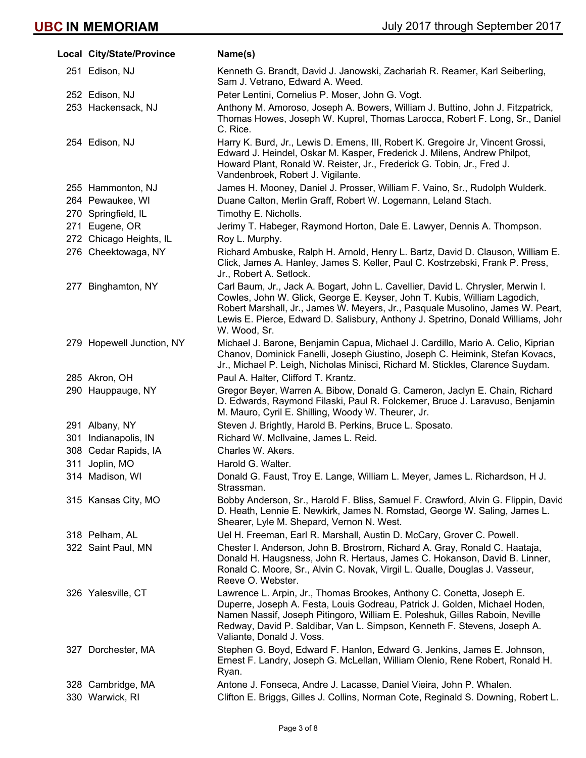| Local | City/State/Province | Name(s) |
|---|---|---|
| 251 | Edison, NJ | Kenneth G. Brandt, David J. Janowski, Zachariah R. Reamer, Karl Seiberling, Sam J. Vetrano, Edward A. Weed. |
| 252 | Edison, NJ | Peter Lentini, Cornelius P. Moser, John G. Vogt. |
| 253 | Hackensack, NJ | Anthony M. Amoroso, Joseph A. Bowers, William J. Buttino, John J. Fitzpatrick, Thomas Howes, Joseph W. Kuprel, Thomas Larocca, Robert F. Long, Sr., Daniel C. Rice. |
| 254 | Edison, NJ | Harry K. Burd, Jr., Lewis D. Emens, III, Robert K. Gregoire Jr, Vincent Grossi, Edward J. Heindel, Oskar M. Kasper, Frederick J. Milens, Andrew Philpot, Howard Plant, Ronald W. Reister, Jr., Frederick G. Tobin, Jr., Fred J. Vandenbroek, Robert J. Vigilante. |
| 255 | Hammonton, NJ | James H. Mooney, Daniel J. Prosser, William F. Vaino, Sr., Rudolph Wulderk. |
| 264 | Pewaukee, WI | Duane Calton, Merlin Graff, Robert W. Logemann, Leland Stach. |
| 270 | Springfield, IL | Timothy E. Nicholls. |
| 271 | Eugene, OR | Jerimy T. Habeger, Raymond Horton, Dale E. Lawyer, Dennis A. Thompson. |
| 272 | Chicago Heights, IL | Roy L. Murphy. |
| 276 | Cheektowaga, NY | Richard Ambuske, Ralph H. Arnold, Henry L. Bartz, David D. Clauson, William E. Click, James A. Hanley, James S. Keller, Paul C. Kostrzebski, Frank P. Press, Jr., Robert A. Setlock. |
| 277 | Binghamton, NY | Carl Baum, Jr., Jack A. Bogart, John L. Cavellier, David L. Chrysler, Merwin I. Cowles, John W. Glick, George E. Keyser, John T. Kubis, William Lagodich, Robert Marshall, Jr., James W. Meyers, Jr., Pasquale Musolino, James W. Peart, Lewis E. Pierce, Edward D. Salisbury, Anthony J. Spetrino, Donald Williams, John W. Wood, Sr. |
| 279 | Hopewell Junction, NY | Michael J. Barone, Benjamin Capua, Michael J. Cardillo, Mario A. Celio, Kiprian Chanov, Dominick Fanelli, Joseph Giustino, Joseph C. Heimink, Stefan Kovacs, Jr., Michael P. Leigh, Nicholas Minisci, Richard M. Stickles, Clarence Suydam. |
| 285 | Akron, OH | Paul A. Halter, Clifford T. Krantz. |
| 290 | Hauppauge, NY | Gregor Beyer, Warren A. Bibow, Donald G. Cameron, Jaclyn E. Chain, Richard D. Edwards, Raymond Filaski, Paul R. Folckemer, Bruce J. Laravuso, Benjamin M. Mauro, Cyril E. Shilling, Woody W. Theurer, Jr. |
| 291 | Albany, NY | Steven J. Brightly, Harold B. Perkins, Bruce L. Sposato. |
| 301 | Indianapolis, IN | Richard W. McIlvaine, James L. Reid. |
| 308 | Cedar Rapids, IA | Charles W. Akers. |
| 311 | Joplin, MO | Harold G. Walter. |
| 314 | Madison, WI | Donald G. Faust, Troy E. Lange, William L. Meyer, James L. Richardson, H J. Strassman. |
| 315 | Kansas City, MO | Bobby Anderson, Sr., Harold F. Bliss, Samuel F. Crawford, Alvin G. Flippin, David D. Heath, Lennie E. Newkirk, James N. Romstad, George W. Saling, James L. Shearer, Lyle M. Shepard, Vernon N. West. |
| 318 | Pelham, AL | Uel H. Freeman, Earl R. Marshall, Austin D. McCary, Grover C. Powell. |
| 322 | Saint Paul, MN | Chester I. Anderson, John B. Brostrom, Richard A. Gray, Ronald C. Haataja, Donald H. Haugsness, John R. Hertaus, James C. Hokanson, David B. Linner, Ronald C. Moore, Sr., Alvin C. Novak, Virgil L. Qualle, Douglas J. Vasseur, Reeve O. Webster. |
| 326 | Yalesville, CT | Lawrence L. Arpin, Jr., Thomas Brookes, Anthony C. Conetta, Joseph E. Duperre, Joseph A. Festa, Louis Godreau, Patrick J. Golden, Michael Hoden, Namen Nassif, Joseph Pitingoro, William E. Poleshuk, Gilles Raboin, Neville Redway, David P. Saldibar, Van L. Simpson, Kenneth F. Stevens, Joseph A. Valiante, Donald J. Voss. |
| 327 | Dorchester, MA | Stephen G. Boyd, Edward F. Hanlon, Edward G. Jenkins, James E. Johnson, Ernest F. Landry, Joseph G. McLellan, William Olenio, Rene Robert, Ronald H. Ryan. |
| 328 | Cambridge, MA | Antone J. Fonseca, Andre J. Lacasse, Daniel Vieira, John P. Whalen. |
| 330 | Warwick, RI | Clifton E. Briggs, Gilles J. Collins, Norman Cote, Reginald S. Downing, Robert L. |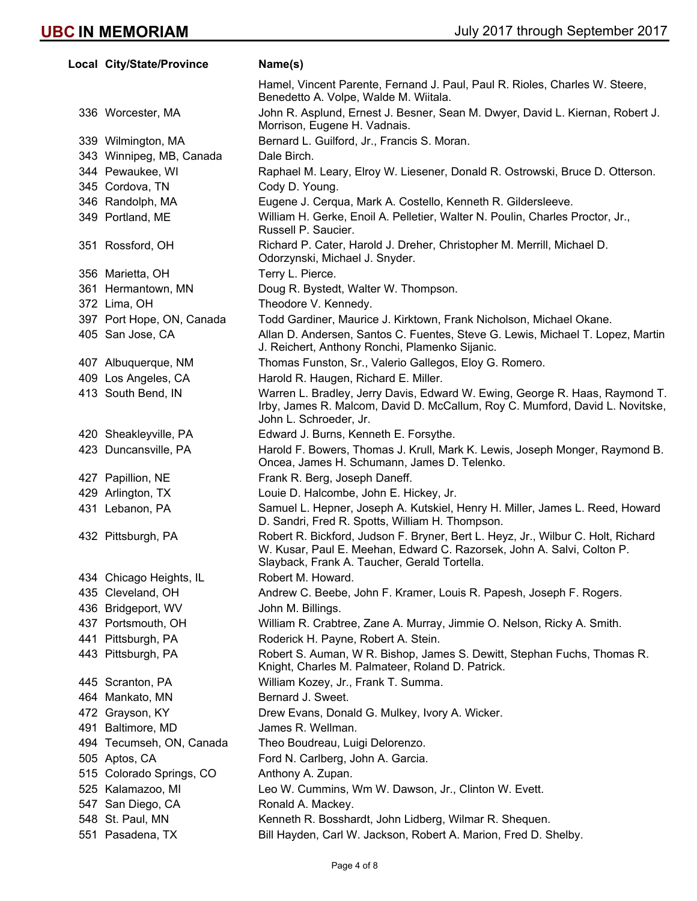| Local | City/State/Province | Name(s) |
|---|---|---|
| | | Hamel, Vincent Parente, Fernand J. Paul, Paul R. Rioles, Charles W. Steere, Benedetto A. Volpe, Walde M. Wiitala. |
| 336 | Worcester, MA | John R. Asplund, Ernest J. Besner, Sean M. Dwyer, David L. Kiernan, Robert J. Morrison, Eugene H. Vadnais. |
| 339 | Wilmington, MA | Bernard L. Guilford, Jr., Francis S. Moran. |
| 343 | Winnipeg, MB, Canada | Dale Birch. |
| 344 | Pewaukee, WI | Raphael M. Leary, Elroy W. Liesener, Donald R. Ostrowski, Bruce D. Otterson. |
| 345 | Cordova, TN | Cody D. Young. |
| 346 | Randolph, MA | Eugene J. Cerqua, Mark A. Costello, Kenneth R. Gildersleeve. |
| 349 | Portland, ME | William H. Gerke, Enoil A. Pelletier, Walter N. Poulin, Charles Proctor, Jr., Russell P. Saucier. |
| 351 | Rossford, OH | Richard P. Cater, Harold J. Dreher, Christopher M. Merrill, Michael D. Odorzynski, Michael J. Snyder. |
| 356 | Marietta, OH | Terry L. Pierce. |
| 361 | Hermantown, MN | Doug R. Bystedt, Walter W. Thompson. |
| 372 | Lima, OH | Theodore V. Kennedy. |
| 397 | Port Hope, ON, Canada | Todd Gardiner, Maurice J. Kirktown, Frank Nicholson, Michael Okane. |
| 405 | San Jose, CA | Allan D. Andersen, Santos C. Fuentes, Steve G. Lewis, Michael T. Lopez, Martin J. Reichert, Anthony Ronchi, Plamenko Sijanic. |
| 407 | Albuquerque, NM | Thomas Funston, Sr., Valerio Gallegos, Eloy G. Romero. |
| 409 | Los Angeles, CA | Harold R. Haugen, Richard E. Miller. |
| 413 | South Bend, IN | Warren L. Bradley, Jerry Davis, Edward W. Ewing, George R. Haas, Raymond T. Irby, James R. Malcom, David D. McCallum, Roy C. Mumford, David L. Novitske, John L. Schroeder, Jr. |
| 420 | Sheakleyville, PA | Edward J. Burns, Kenneth E. Forsythe. |
| 423 | Duncansville, PA | Harold F. Bowers, Thomas J. Krull, Mark K. Lewis, Joseph Monger, Raymond B. Oncea, James H. Schumann, James D. Telenko. |
| 427 | Papillion, NE | Frank R. Berg, Joseph Daneff. |
| 429 | Arlington, TX | Louie D. Halcombe, John E. Hickey, Jr. |
| 431 | Lebanon, PA | Samuel L. Hepner, Joseph A. Kutskiel, Henry H. Miller, James L. Reed, Howard D. Sandri, Fred R. Spotts, William H. Thompson. |
| 432 | Pittsburgh, PA | Robert R. Bickford, Judson F. Bryner, Bert L. Heyz, Jr., Wilbur C. Holt, Richard W. Kusar, Paul E. Meehan, Edward C. Razorsek, John A. Salvi, Colton P. Slayback, Frank A. Taucher, Gerald Tortella. |
| 434 | Chicago Heights, IL | Robert M. Howard. |
| 435 | Cleveland, OH | Andrew C. Beebe, John F. Kramer, Louis R. Papesh, Joseph F. Rogers. |
| 436 | Bridgeport, WV | John M. Billings. |
| 437 | Portsmouth, OH | William R. Crabtree, Zane A. Murray, Jimmie O. Nelson, Ricky A. Smith. |
| 441 | Pittsburgh, PA | Roderick H. Payne, Robert A. Stein. |
| 443 | Pittsburgh, PA | Robert S. Auman, W R. Bishop, James S. Dewitt, Stephan Fuchs, Thomas R. Knight, Charles M. Palmateer, Roland D. Patrick. |
| 445 | Scranton, PA | William Kozey, Jr., Frank T. Summa. |
| 464 | Mankato, MN | Bernard J. Sweet. |
| 472 | Grayson, KY | Drew Evans, Donald G. Mulkey, Ivory A. Wicker. |
| 491 | Baltimore, MD | James R. Wellman. |
| 494 | Tecumseh, ON, Canada | Theo Boudreau, Luigi Delorenzo. |
| 505 | Aptos, CA | Ford N. Carlberg, John A. Garcia. |
| 515 | Colorado Springs, CO | Anthony A. Zupan. |
| 525 | Kalamazoo, MI | Leo W. Cummins, Wm W. Dawson, Jr., Clinton W. Evett. |
| 547 | San Diego, CA | Ronald A. Mackey. |
| 548 | St. Paul, MN | Kenneth R. Bosshardt, John Lidberg, Wilmar R. Shequen. |
| 551 | Pasadena, TX | Bill Hayden, Carl W. Jackson, Robert A. Marion, Fred D. Shelby. |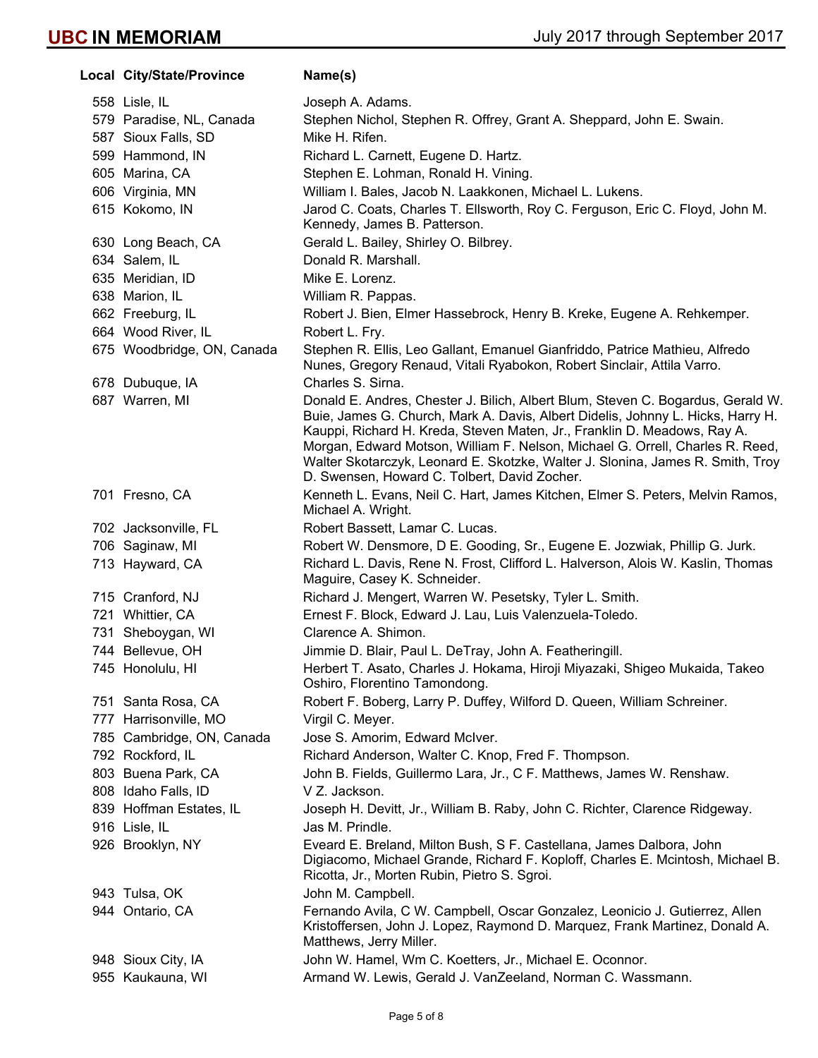| Local | City/State/Province | Name(s) |
|---|---|---|
| 558 | Lisle, IL | Joseph A. Adams. |
| 579 | Paradise, NL, Canada | Stephen Nichol, Stephen R. Offrey, Grant A. Sheppard, John E. Swain. |
| 587 | Sioux Falls, SD | Mike H. Rifen. |
| 599 | Hammond, IN | Richard L. Carnett, Eugene D. Hartz. |
| 605 | Marina, CA | Stephen E. Lohman, Ronald H. Vining. |
| 606 | Virginia, MN | William I. Bales, Jacob N. Laakkonen, Michael L. Lukens. |
| 615 | Kokomo, IN | Jarod C. Coats, Charles T. Ellsworth, Roy C. Ferguson, Eric C. Floyd, John M. Kennedy, James B. Patterson. |
| 630 | Long Beach, CA | Gerald L. Bailey, Shirley O. Bilbrey. |
| 634 | Salem, IL | Donald R. Marshall. |
| 635 | Meridian, ID | Mike E. Lorenz. |
| 638 | Marion, IL | William R. Pappas. |
| 662 | Freeburg, IL | Robert J. Bien, Elmer Hassebrock, Henry B. Kreke, Eugene A. Rehkemper. |
| 664 | Wood River, IL | Robert L. Fry. |
| 675 | Woodbridge, ON, Canada | Stephen R. Ellis, Leo Gallant, Emanuel Gianfriddo, Patrice Mathieu, Alfredo Nunes, Gregory Renaud, Vitali Ryabokon, Robert Sinclair, Attila Varro. |
| 678 | Dubuque, IA | Charles S. Sirna. |
| 687 | Warren, MI | Donald E. Andres, Chester J. Bilich, Albert Blum, Steven C. Bogardus, Gerald W. Buie, James G. Church, Mark A. Davis, Albert Didelis, Johnny L. Hicks, Harry H. Kauppi, Richard H. Kreda, Steven Maten, Jr., Franklin D. Meadows, Ray A. Morgan, Edward Motson, William F. Nelson, Michael G. Orrell, Charles R. Reed, Walter Skotarczyk, Leonard E. Skotzke, Walter J. Slonina, James R. Smith, Troy D. Swensen, Howard C. Tolbert, David Zocher. |
| 701 | Fresno, CA | Kenneth L. Evans, Neil C. Hart, James Kitchen, Elmer S. Peters, Melvin Ramos, Michael A. Wright. |
| 702 | Jacksonville, FL | Robert Bassett, Lamar C. Lucas. |
| 706 | Saginaw, MI | Robert W. Densmore, D E. Gooding, Sr., Eugene E. Jozwiak, Phillip G. Jurk. |
| 713 | Hayward, CA | Richard L. Davis, Rene N. Frost, Clifford L. Halverson, Alois W. Kaslin, Thomas Maguire, Casey K. Schneider. |
| 715 | Cranford, NJ | Richard J. Mengert, Warren W. Pesetsky, Tyler L. Smith. |
| 721 | Whittier, CA | Ernest F. Block, Edward J. Lau, Luis Valenzuela-Toledo. |
| 731 | Sheboygan, WI | Clarence A. Shimon. |
| 744 | Bellevue, OH | Jimmie D. Blair, Paul L. DeTray, John A. Featheringill. |
| 745 | Honolulu, HI | Herbert T. Asato, Charles J. Hokama, Hiroji Miyazaki, Shigeo Mukaida, Takeo Oshiro, Florentino Tamondong. |
| 751 | Santa Rosa, CA | Robert F. Boberg, Larry P. Duffey, Wilford D. Queen, William Schreiner. |
| 777 | Harrisonville, MO | Virgil C. Meyer. |
| 785 | Cambridge, ON, Canada | Jose S. Amorim, Edward McIver. |
| 792 | Rockford, IL | Richard Anderson, Walter C. Knop, Fred F. Thompson. |
| 803 | Buena Park, CA | John B. Fields, Guillermo Lara, Jr., C F. Matthews, James W. Renshaw. |
| 808 | Idaho Falls, ID | V Z. Jackson. |
| 839 | Hoffman Estates, IL | Joseph H. Devitt, Jr., William B. Raby, John C. Richter, Clarence Ridgeway. |
| 916 | Lisle, IL | Jas M. Prindle. |
| 926 | Brooklyn, NY | Eveard E. Breland, Milton Bush, S F. Castellana, James Dalbora, John Digiacomo, Michael Grande, Richard F. Koploff, Charles E. Mcintosh, Michael B. Ricotta, Jr., Morten Rubin, Pietro S. Sgroi. |
| 943 | Tulsa, OK | John M. Campbell. |
| 944 | Ontario, CA | Fernando Avila, C W. Campbell, Oscar Gonzalez, Leonicio J. Gutierrez, Allen Kristoffersen, John J. Lopez, Raymond D. Marquez, Frank Martinez, Donald A. Matthews, Jerry Miller. |
| 948 | Sioux City, IA | John W. Hamel, Wm C. Koetters, Jr., Michael E. Oconnor. |
| 955 | Kaukauna, WI | Armand W. Lewis, Gerald J. VanZeeland, Norman C. Wassmann. |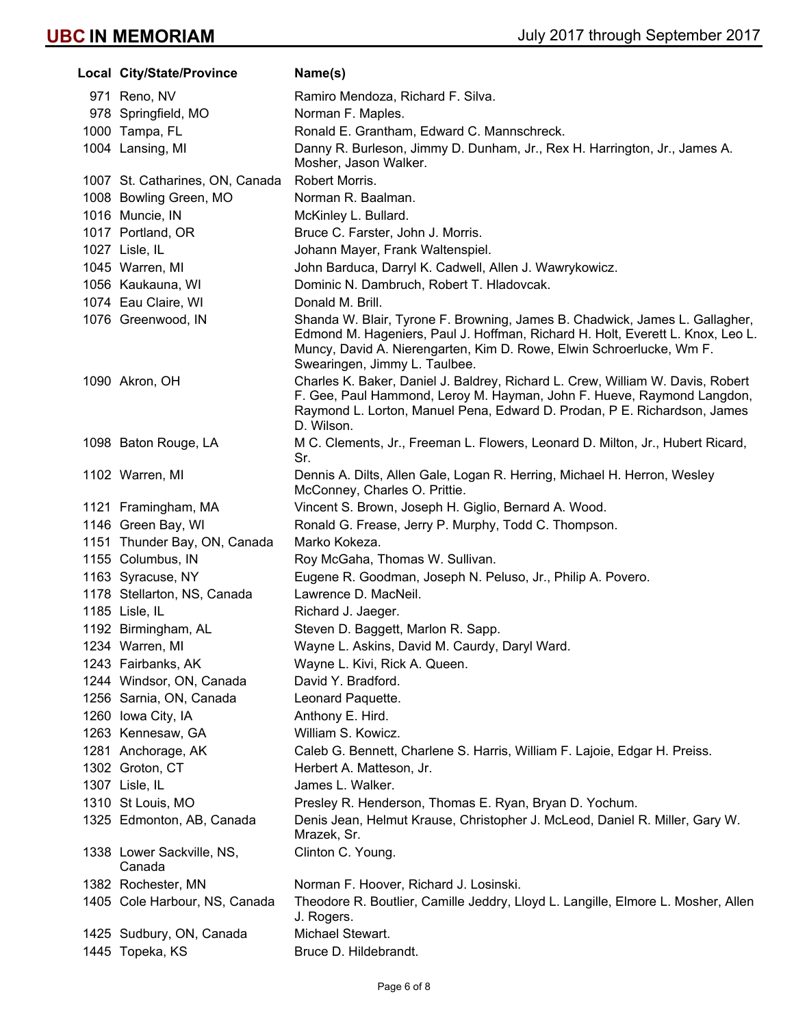# UBC IN MEMORIAM

July 2017 through September 2017

| Local | City/State/Province | Name(s) |
|---|---|---|
| 971 | Reno, NV | Ramiro Mendoza, Richard F. Silva. |
| 978 | Springfield, MO | Norman F. Maples. |
| 1000 | Tampa, FL | Ronald E. Grantham, Edward C. Mannschreck. |
| 1004 | Lansing, MI | Danny R. Burleson, Jimmy D. Dunham, Jr., Rex H. Harrington, Jr., James A. Mosher, Jason Walker. |
| 1007 | St. Catharines, ON, Canada | Robert Morris. |
| 1008 | Bowling Green, MO | Norman R. Baalman. |
| 1016 | Muncie, IN | McKinley L. Bullard. |
| 1017 | Portland, OR | Bruce C. Farster, John J. Morris. |
| 1027 | Lisle, IL | Johann Mayer, Frank Waltenspiel. |
| 1045 | Warren, MI | John Barduca, Darryl K. Cadwell, Allen J. Wawrykowicz. |
| 1056 | Kaukauna, WI | Dominic N. Dambruch, Robert T. Hladovcak. |
| 1074 | Eau Claire, WI | Donald M. Brill. |
| 1076 | Greenwood, IN | Shanda W. Blair, Tyrone F. Browning, James B. Chadwick, James L. Gallagher, Edmond M. Hageniers, Paul J. Hoffman, Richard H. Holt, Everett L. Knox, Leo L. Muncy, David A. Nierengarten, Kim D. Rowe, Elwin Schroerlucke, Wm F. Swearingen, Jimmy L. Taulbee. |
| 1090 | Akron, OH | Charles K. Baker, Daniel J. Baldrey, Richard L. Crew, William W. Davis, Robert F. Gee, Paul Hammond, Leroy M. Hayman, John F. Hueve, Raymond Langdon, Raymond L. Lorton, Manuel Pena, Edward D. Prodan, P E. Richardson, James D. Wilson. |
| 1098 | Baton Rouge, LA | M C. Clements, Jr., Freeman L. Flowers, Leonard D. Milton, Jr., Hubert Ricard, Sr. |
| 1102 | Warren, MI | Dennis A. Dilts, Allen Gale, Logan R. Herring, Michael H. Herron, Wesley McConney, Charles O. Prittie. |
| 1121 | Framingham, MA | Vincent S. Brown, Joseph H. Giglio, Bernard A. Wood. |
| 1146 | Green Bay, WI | Ronald G. Frease, Jerry P. Murphy, Todd C. Thompson. |
| 1151 | Thunder Bay, ON, Canada | Marko Kokeza. |
| 1155 | Columbus, IN | Roy McGaha, Thomas W. Sullivan. |
| 1163 | Syracuse, NY | Eugene R. Goodman, Joseph N. Peluso, Jr., Philip A. Povero. |
| 1178 | Stellarton, NS, Canada | Lawrence D. MacNeil. |
| 1185 | Lisle, IL | Richard J. Jaeger. |
| 1192 | Birmingham, AL | Steven D. Baggett, Marlon R. Sapp. |
| 1234 | Warren, MI | Wayne L. Askins, David M. Caurdy, Daryl Ward. |
| 1243 | Fairbanks, AK | Wayne L. Kivi, Rick A. Queen. |
| 1244 | Windsor, ON, Canada | David Y. Bradford. |
| 1256 | Sarnia, ON, Canada | Leonard Paquette. |
| 1260 | Iowa City, IA | Anthony E. Hird. |
| 1263 | Kennesaw, GA | William S. Kowicz. |
| 1281 | Anchorage, AK | Caleb G. Bennett, Charlene S. Harris, William F. Lajoie, Edgar H. Preiss. |
| 1302 | Groton, CT | Herbert A. Matteson, Jr. |
| 1307 | Lisle, IL | James L. Walker. |
| 1310 | St Louis, MO | Presley R. Henderson, Thomas E. Ryan, Bryan D. Yochum. |
| 1325 | Edmonton, AB, Canada | Denis Jean, Helmut Krause, Christopher J. McLeod, Daniel R. Miller, Gary W. Mrazek, Sr. |
| 1338 | Lower Sackville, NS, Canada | Clinton C. Young. |
| 1382 | Rochester, MN | Norman F. Hoover, Richard J. Losinski. |
| 1405 | Cole Harbour, NS, Canada | Theodore R. Boutlier, Camille Jeddry, Lloyd L. Langille, Elmore L. Mosher, Allen J. Rogers. |
| 1425 | Sudbury, ON, Canada | Michael Stewart. |
| 1445 | Topeka, KS | Bruce D. Hildebrandt. |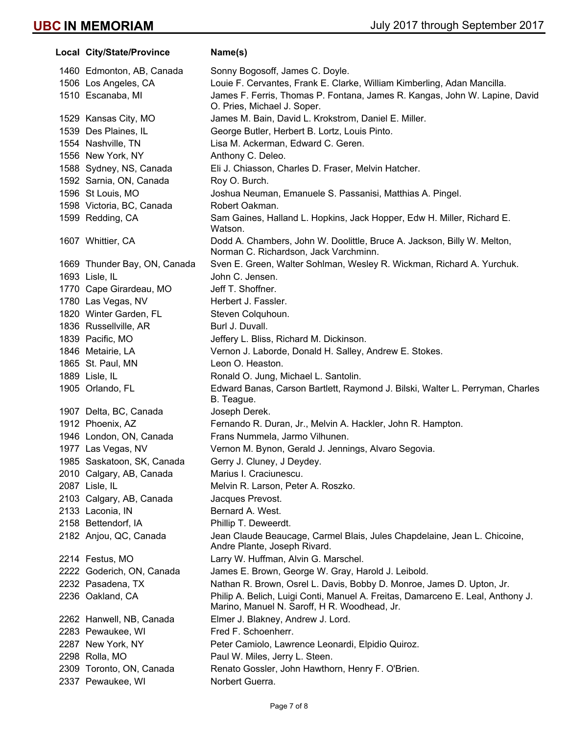| Local | City/State/Province | Name(s) |
|---|---|---|
| 1460 | Edmonton, AB, Canada | Sonny Bogosoff, James C. Doyle. |
| 1506 | Los Angeles, CA | Louie F. Cervantes, Frank E. Clarke, William Kimberling, Adan Mancilla. |
| 1510 | Escanaba, MI | James F. Ferris, Thomas P. Fontana, James R. Kangas, John W. Lapine, David O. Pries, Michael J. Soper. |
| 1529 | Kansas City, MO | James M. Bain, David L. Krokstrom, Daniel E. Miller. |
| 1539 | Des Plaines, IL | George Butler, Herbert B. Lortz, Louis Pinto. |
| 1554 | Nashville, TN | Lisa M. Ackerman, Edward C. Geren. |
| 1556 | New York, NY | Anthony C. Deleo. |
| 1588 | Sydney, NS, Canada | Eli J. Chiasson, Charles D. Fraser, Melvin Hatcher. |
| 1592 | Sarnia, ON, Canada | Roy O. Burch. |
| 1596 | St Louis, MO | Joshua Neuman, Emanuele S. Passanisi, Matthias A. Pingel. |
| 1598 | Victoria, BC, Canada | Robert Oakman. |
| 1599 | Redding, CA | Sam Gaines, Halland L. Hopkins, Jack Hopper, Edw H. Miller, Richard E. Watson. |
| 1607 | Whittier, CA | Dodd A. Chambers, John W. Doolittle, Bruce A. Jackson, Billy W. Melton, Norman C. Richardson, Jack Varchminn. |
| 1669 | Thunder Bay, ON, Canada | Sven E. Green, Walter Sohlman, Wesley R. Wickman, Richard A. Yurchuk. |
| 1693 | Lisle, IL | John C. Jensen. |
| 1770 | Cape Girardeau, MO | Jeff T. Shoffner. |
| 1780 | Las Vegas, NV | Herbert J. Fassler. |
| 1820 | Winter Garden, FL | Steven Colquhoun. |
| 1836 | Russellville, AR | Burl J. Duvall. |
| 1839 | Pacific, MO | Jeffery L. Bliss, Richard M. Dickinson. |
| 1846 | Metairie, LA | Vernon J. Laborde, Donald H. Salley, Andrew E. Stokes. |
| 1865 | St. Paul, MN | Leon O. Heaston. |
| 1889 | Lisle, IL | Ronald O. Jung, Michael L. Santolin. |
| 1905 | Orlando, FL | Edward Banas, Carson Bartlett, Raymond J. Bilski, Walter L. Perryman, Charles B. Teague. |
| 1907 | Delta, BC, Canada | Joseph Derek. |
| 1912 | Phoenix, AZ | Fernando R. Duran, Jr., Melvin A. Hackler, John R. Hampton. |
| 1946 | London, ON, Canada | Frans Nummela, Jarmo Vilhunen. |
| 1977 | Las Vegas, NV | Vernon M. Bynon, Gerald J. Jennings, Alvaro Segovia. |
| 1985 | Saskatoon, SK, Canada | Gerry J. Cluney, J Deydey. |
| 2010 | Calgary, AB, Canada | Marius I. Craciunescu. |
| 2087 | Lisle, IL | Melvin R. Larson, Peter A. Roszko. |
| 2103 | Calgary, AB, Canada | Jacques Prevost. |
| 2133 | Laconia, IN | Bernard A. West. |
| 2158 | Bettendorf, IA | Phillip T. Deweerdt. |
| 2182 | Anjou, QC, Canada | Jean Claude Beaucage, Carmel Blais, Jules Chapdelaine, Jean L. Chicoine, Andre Plante, Joseph Rivard. |
| 2214 | Festus, MO | Larry W. Huffman, Alvin G. Marschel. |
| 2222 | Goderich, ON, Canada | James E. Brown, George W. Gray, Harold J. Leibold. |
| 2232 | Pasadena, TX | Nathan R. Brown, Osrel L. Davis, Bobby D. Monroe, James D. Upton, Jr. |
| 2236 | Oakland, CA | Philip A. Belich, Luigi Conti, Manuel A. Freitas, Damarceno E. Leal, Anthony J. Marino, Manuel N. Saroff, H R. Woodhead, Jr. |
| 2262 | Hanwell, NB, Canada | Elmer J. Blakney, Andrew J. Lord. |
| 2283 | Pewaukee, WI | Fred F. Schoenherr. |
| 2287 | New York, NY | Peter Camiolo, Lawrence Leonardi, Elpidio Quiroz. |
| 2298 | Rolla, MO | Paul W. Miles, Jerry L. Steen. |
| 2309 | Toronto, ON, Canada | Renato Gossler, John Hawthorn, Henry F. O'Brien. |
| 2337 | Pewaukee, WI | Norbert Guerra. |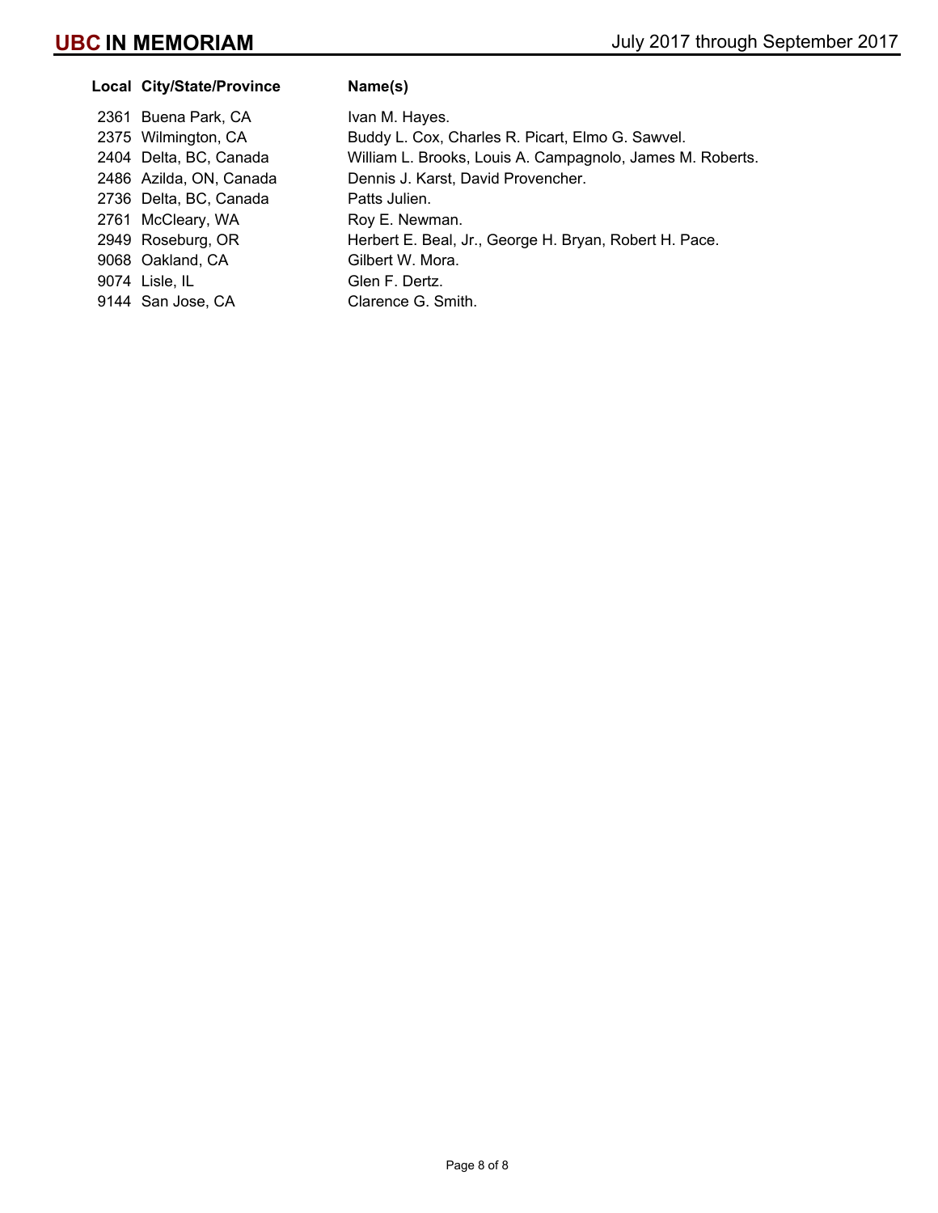| Local | City/State/Province | Name(s) |
|---|---|---|
| 2361 | Buena Park, CA | Ivan M. Hayes. |
| 2375 | Wilmington, CA | Buddy L. Cox, Charles R. Picart, Elmo G. Sawvel. |
| 2404 | Delta, BC, Canada | William L. Brooks, Louis A. Campagnolo, James M. Roberts. |
| 2486 | Azilda, ON, Canada | Dennis J. Karst, David Provencher. |
| 2736 | Delta, BC, Canada | Patts Julien. |
| 2761 | McCleary, WA | Roy E. Newman. |
| 2949 | Roseburg, OR | Herbert E. Beal, Jr., George H. Bryan, Robert H. Pace. |
| 9068 | Oakland, CA | Gilbert W. Mora. |
| 9074 | Lisle, IL | Glen F. Dertz. |
| 9144 | San Jose, CA | Clarence G. Smith. |